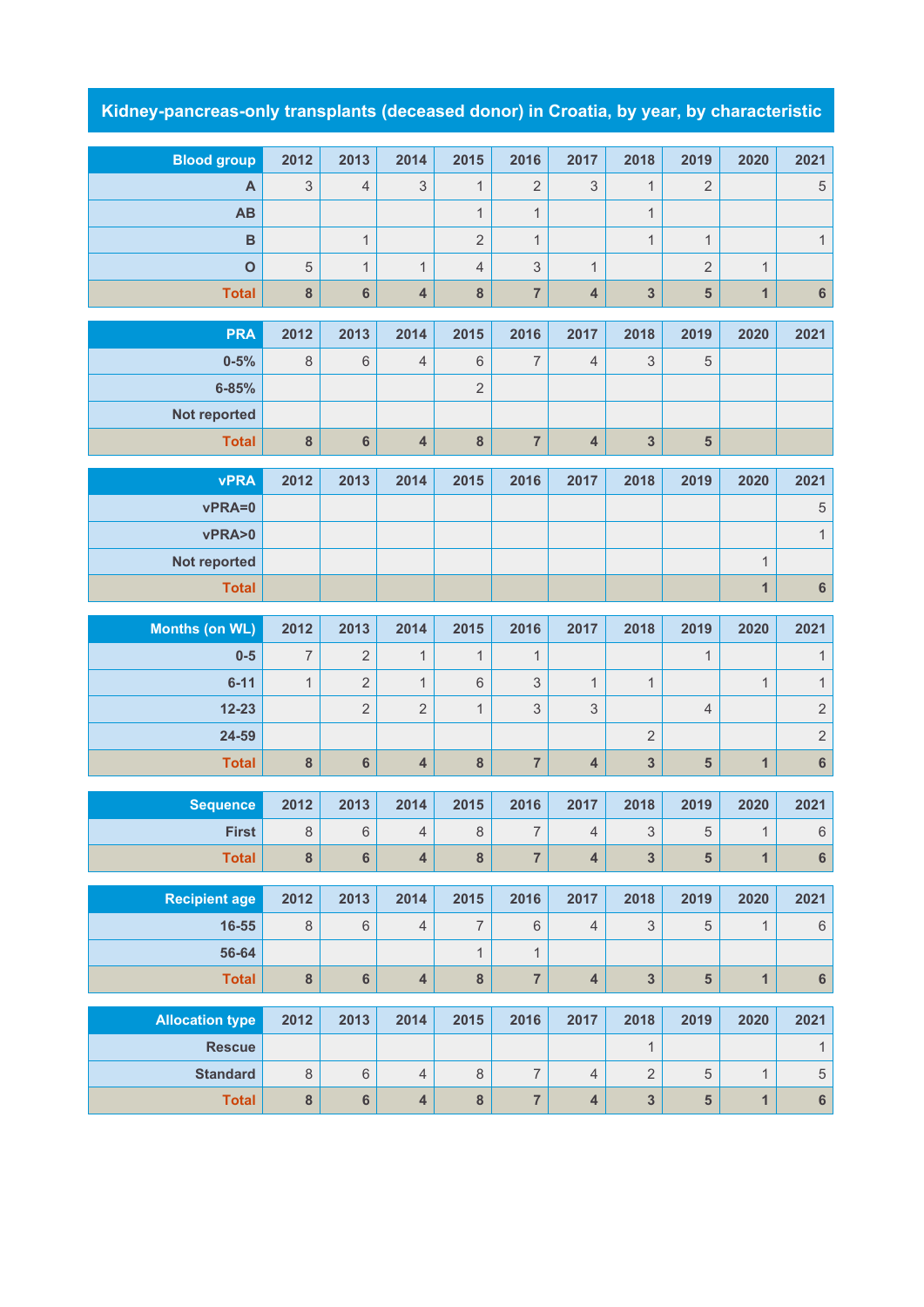# Kidney-pancreas-only transplants (deceased donor) in Croatia, by year, by characteristic

| Blood group | 2012 | 2013 | 2014 | 2015 | 2016 | 2017 | 2018 | 2019 | 2020 | 2021 |
|---|---|---|---|---|---|---|---|---|---|---|
| A | 3 | 4 | 3 | 1 | 2 | 3 | 1 | 2 | | 5 |
| AB | | | | 1 | 1 | | 1 | | | |
| B | | 1 | | 2 | 1 | | 1 | 1 | | 1 |
| O | 5 | 1 | 1 | 4 | 3 | 1 | | 2 | 1 | |
| **Total** | **8** | **6** | **4** | **8** | **7** | **4** | **3** | **5** | **1** | **6** |

| PRA | 2012 | 2013 | 2014 | 2015 | 2016 | 2017 | 2018 | 2019 | 2020 | 2021 |
|---|---|---|---|---|---|---|---|---|---|---|
| 0-5% | 8 | 6 | 4 | 6 | 7 | 4 | 3 | 5 | | |
| 6-85% | | | | 2 | | | | | | |
| Not reported | | | | | | | | | | |
| **Total** | **8** | **6** | **4** | **8** | **7** | **4** | **3** | **5** | | |

| vPRA | 2012 | 2013 | 2014 | 2015 | 2016 | 2017 | 2018 | 2019 | 2020 | 2021 |
|---|---|---|---|---|---|---|---|---|---|---|
| vPRA=0 | | | | | | | | | | 5 |
| vPRA>0 | | | | | | | | | | 1 |
| Not reported | | | | | | | | | 1 | |
| **Total** | | | | | | | | | **1** | **6** |

| Months (on WL) | 2012 | 2013 | 2014 | 2015 | 2016 | 2017 | 2018 | 2019 | 2020 | 2021 |
|---|---|---|---|---|---|---|---|---|---|---|
| 0-5 | 7 | 2 | 1 | 1 | 1 | | | 1 | | 1 |
| 6-11 | 1 | 2 | 1 | 6 | 3 | 1 | 1 | | 1 | 1 |
| 12-23 | | 2 | 2 | 1 | 3 | 3 | | 4 | | 2 |
| 24-59 | | | | | | | 2 | | | 2 |
| **Total** | **8** | **6** | **4** | **8** | **7** | **4** | **3** | **5** | **1** | **6** |

| Sequence | 2012 | 2013 | 2014 | 2015 | 2016 | 2017 | 2018 | 2019 | 2020 | 2021 |
|---|---|---|---|---|---|---|---|---|---|---|
| First | 8 | 6 | 4 | 8 | 7 | 4 | 3 | 5 | 1 | 6 |
| **Total** | **8** | **6** | **4** | **8** | **7** | **4** | **3** | **5** | **1** | **6** |

| Recipient age | 2012 | 2013 | 2014 | 2015 | 2016 | 2017 | 2018 | 2019 | 2020 | 2021 |
|---|---|---|---|---|---|---|---|---|---|---|
| 16-55 | 8 | 6 | 4 | 7 | 6 | 4 | 3 | 5 | 1 | 6 |
| 56-64 | | | | 1 | 1 | | | | | |
| **Total** | **8** | **6** | **4** | **8** | **7** | **4** | **3** | **5** | **1** | **6** |

| Allocation type | 2012 | 2013 | 2014 | 2015 | 2016 | 2017 | 2018 | 2019 | 2020 | 2021 |
|---|---|---|---|---|---|---|---|---|---|---|
| Rescue | | | | | | | 1 | | | 1 |
| Standard | 8 | 6 | 4 | 8 | 7 | 4 | 2 | 5 | 1 | 5 |
| **Total** | **8** | **6** | **4** | **8** | **7** | **4** | **3** | **5** | **1** | **6** |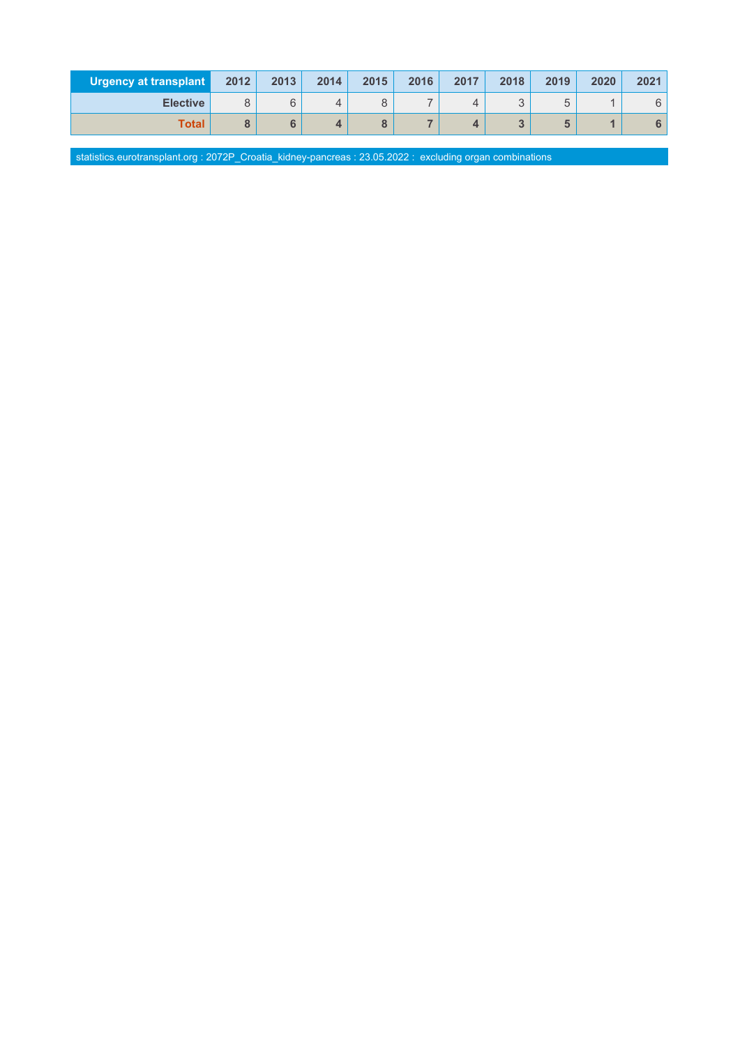| Urgency at transplant | 2012 | 2013 | 2014 | 2015 | 2016 | 2017 | 2018 | 2019 | 2020 | 2021 |
|---|---|---|---|---|---|---|---|---|---|---|
| Elective | 8 | 6 | 4 | 8 | 7 | 4 | 3 | 5 | 1 | 6 |
| **Total** | **8** | **6** | **4** | **8** | **7** | **4** | **3** | **5** | **1** | **6** |

statistics.eurotransplant.org : 2072P_Croatia_kidney-pancreas : 23.05.2022 : excluding organ combinations